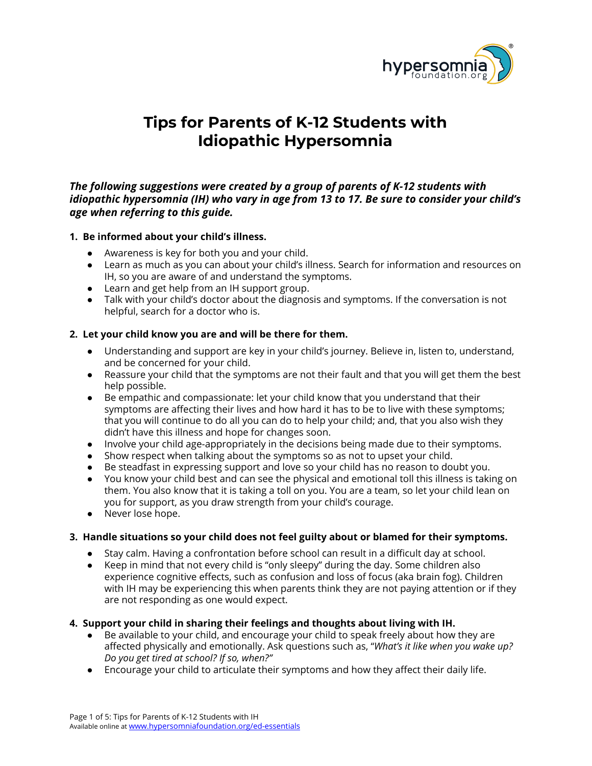# Tips for Parents of K-12 Students with Idiopathic Hypersomnia

***The following suggestions were created by a group of parents of K-12 students with idiopathic hypersomnia (IH) who vary in age from 13 to 17. Be sure to consider your child's age when referring to this guide.***

1. **Be informed about your child's illness.**
   - Awareness is key for both you and your child.
   - Learn as much as you can about your child's illness. Search for information and resources on IH, so you are aware of and understand the symptoms.
   - Learn and get help from an IH support group.
   - Talk with your child's doctor about the diagnosis and symptoms. If the conversation is not helpful, search for a doctor who is.

2. **Let your child know you are and will be there for them.**
   - Understanding and support are key in your child's journey. Believe in, listen to, understand, and be concerned for your child.
   - Reassure your child that the symptoms are not their fault and that you will get them the best help possible.
   - Be empathic and compassionate: let your child know that you understand that their symptoms are affecting their lives and how hard it has to be to live with these symptoms; that you will continue to do all you can do to help your child; and, that you also wish they didn't have this illness and hope for changes soon.
   - Involve your child age-appropriately in the decisions being made due to their symptoms.
   - Show respect when talking about the symptoms so as not to upset your child.
   - Be steadfast in expressing support and love so your child has no reason to doubt you.
   - You know your child best and can see the physical and emotional toll this illness is taking on them. You also know that it is taking a toll on you. You are a team, so let your child lean on you for support, as you draw strength from your child's courage.
   - Never lose hope.

3. **Handle situations so your child does not feel guilty about or blamed for their symptoms.**
   - Stay calm. Having a confrontation before school can result in a difficult day at school.
   - Keep in mind that not every child is "only sleepy" during the day. Some children also experience cognitive effects, such as confusion and loss of focus (aka brain fog). Children with IH may be experiencing this when parents think they are not paying attention or if they are not responding as one would expect.

4. **Support your child in sharing their feelings and thoughts about living with IH.**
   - Be available to your child, and encourage your child to speak freely about how they are affected physically and emotionally. Ask questions such as, "*What's it like when you wake up? Do you get tired at school? If so, when?*"
   - Encourage your child to articulate their symptoms and how they affect their daily life.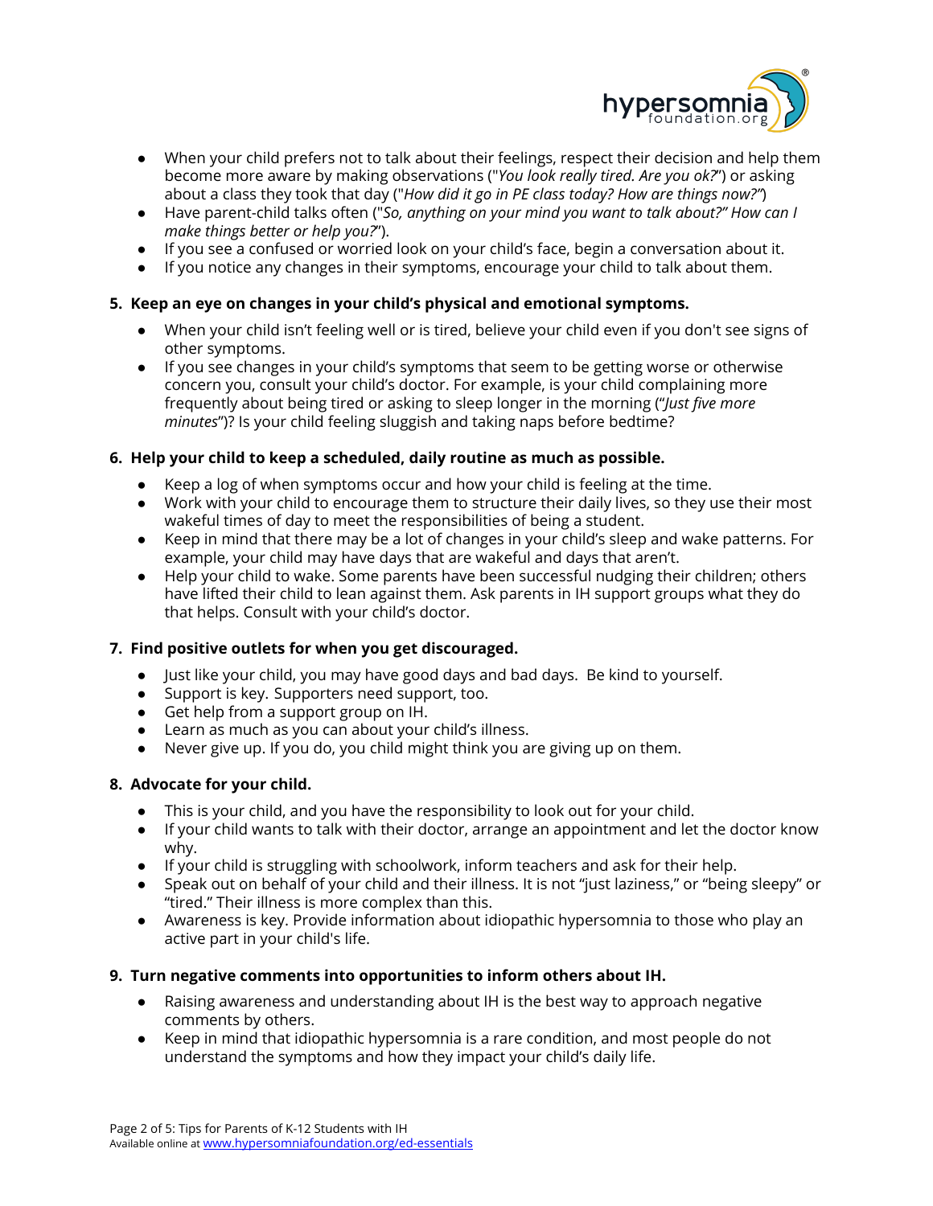- When your child prefers not to talk about their feelings, respect their decision and help them become more aware by making observations ("*You look really tired. Are you ok?*") or asking about a class they took that day ("*How did it go in PE class today? How are things now?*")
- Have parent-child talks often ("*So, anything on your mind you want to talk about?" How can I make things better or help you?*").
- If you see a confused or worried look on your child's face, begin a conversation about it.
- If you notice any changes in their symptoms, encourage your child to talk about them.

**5. Keep an eye on changes in your child's physical and emotional symptoms.**

- When your child isn't feeling well or is tired, believe your child even if you don't see signs of other symptoms.
- If you see changes in your child's symptoms that seem to be getting worse or otherwise concern you, consult your child's doctor. For example, is your child complaining more frequently about being tired or asking to sleep longer in the morning ("*Just five more minutes*")? Is your child feeling sluggish and taking naps before bedtime?

**6. Help your child to keep a scheduled, daily routine as much as possible.**

- Keep a log of when symptoms occur and how your child is feeling at the time.
- Work with your child to encourage them to structure their daily lives, so they use their most wakeful times of day to meet the responsibilities of being a student.
- Keep in mind that there may be a lot of changes in your child's sleep and wake patterns. For example, your child may have days that are wakeful and days that aren't.
- Help your child to wake. Some parents have been successful nudging their children; others have lifted their child to lean against them. Ask parents in IH support groups what they do that helps. Consult with your child's doctor.

**7. Find positive outlets for when you get discouraged.**

- Just like your child, you may have good days and bad days. Be kind to yourself.
- Support is key. Supporters need support, too.
- Get help from a support group on IH.
- Learn as much as you can about your child's illness.
- Never give up. If you do, you child might think you are giving up on them.

**8. Advocate for your child.**

- This is your child, and you have the responsibility to look out for your child.
- If your child wants to talk with their doctor, arrange an appointment and let the doctor know why.
- If your child is struggling with schoolwork, inform teachers and ask for their help.
- Speak out on behalf of your child and their illness. It is not "just laziness," or "being sleepy" or "tired." Their illness is more complex than this.
- Awareness is key. Provide information about idiopathic hypersomnia to those who play an active part in your child's life.

**9. Turn negative comments into opportunities to inform others about IH.**

- Raising awareness and understanding about IH is the best way to approach negative comments by others.
- Keep in mind that idiopathic hypersomnia is a rare condition, and most people do not understand the symptoms and how they impact your child's daily life.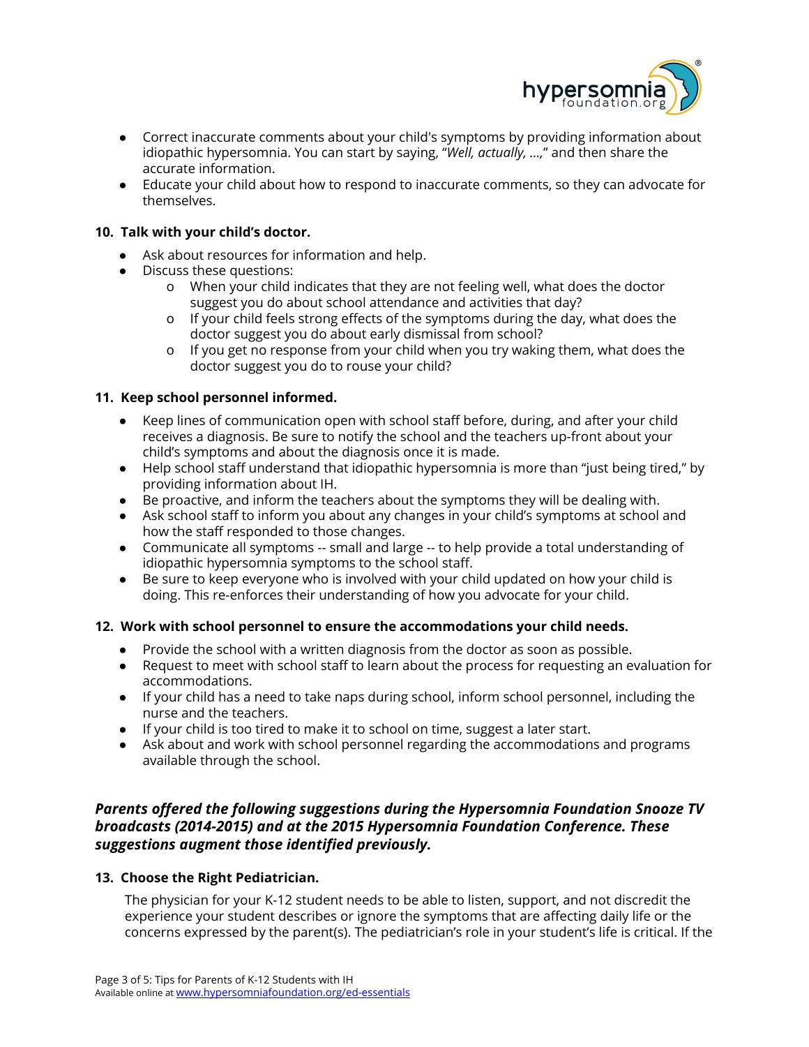- Correct inaccurate comments about your child's symptoms by providing information about idiopathic hypersomnia. You can start by saying, "*Well, actually, ...,*" and then share the accurate information.
- Educate your child about how to respond to inaccurate comments, so they can advocate for themselves.

**10. Talk with your child's doctor.**

- Ask about resources for information and help.
- Discuss these questions:
    - o When your child indicates that they are not feeling well, what does the doctor suggest you do about school attendance and activities that day?
    - o If your child feels strong effects of the symptoms during the day, what does the doctor suggest you do about early dismissal from school?
    - o If you get no response from your child when you try waking them, what does the doctor suggest you do to rouse your child?

**11. Keep school personnel informed.**

- Keep lines of communication open with school staff before, during, and after your child receives a diagnosis. Be sure to notify the school and the teachers up-front about your child's symptoms and about the diagnosis once it is made.
- Help school staff understand that idiopathic hypersomnia is more than "just being tired," by providing information about IH.
- Be proactive, and inform the teachers about the symptoms they will be dealing with.
- Ask school staff to inform you about any changes in your child's symptoms at school and how the staff responded to those changes.
- Communicate all symptoms -- small and large -- to help provide a total understanding of idiopathic hypersomnia symptoms to the school staff.
- Be sure to keep everyone who is involved with your child updated on how your child is doing. This re-enforces their understanding of how you advocate for your child.

**12. Work with school personnel to ensure the accommodations your child needs.**

- Provide the school with a written diagnosis from the doctor as soon as possible.
- Request to meet with school staff to learn about the process for requesting an evaluation for accommodations.
- If your child has a need to take naps during school, inform school personnel, including the nurse and the teachers.
- If your child is too tired to make it to school on time, suggest a later start.
- Ask about and work with school personnel regarding the accommodations and programs available through the school.

***Parents offered the following suggestions during the Hypersomnia Foundation Snooze TV broadcasts (2014-2015) and at the 2015 Hypersomnia Foundation Conference. These suggestions augment those identified previously.***

**13. Choose the Right Pediatrician.**

The physician for your K-12 student needs to be able to listen, support, and not discredit the experience your student describes or ignore the symptoms that are affecting daily life or the concerns expressed by the parent(s). The pediatrician's role in your student's life is critical. If the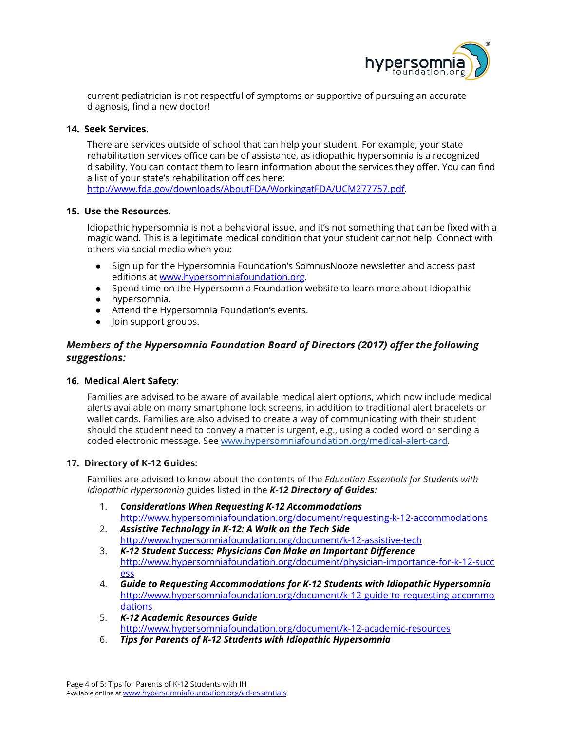current pediatrician is not respectful of symptoms or supportive of pursuing an accurate diagnosis, find a new doctor!

**14. Seek Services**.

There are services outside of school that can help your student. For example, your state rehabilitation services office can be of assistance, as idiopathic hypersomnia is a recognized disability. You can contact them to learn information about the services they offer. You can find a list of your state's rehabilitation offices here: [http://www.fda.gov/downloads/AboutFDA/WorkingatFDA/UCM277757.pdf](http://www.fda.gov/downloads/AboutFDA/WorkingatFDA/UCM277757.pdf).

**15. Use the Resources**.

Idiopathic hypersomnia is not a behavioral issue, and it's not something that can be fixed with a magic wand. This is a legitimate medical condition that your student cannot help. Connect with others via social media when you:

- Sign up for the Hypersomnia Foundation's SomnusNooze newsletter and access past editions at [www.hypersomniafoundation.org](http://www.hypersomniafoundation.org).
- Spend time on the Hypersomnia Foundation website to learn more about idiopathic
- hypersomnia.
- Attend the Hypersomnia Foundation's events.
- Join support groups.

### *Members of the Hypersomnia Foundation Board of Directors (2017) offer the following suggestions:*

**16. Medical Alert Safety**:

Families are advised to be aware of available medical alert options, which now include medical alerts available on many smartphone lock screens, in addition to traditional alert bracelets or wallet cards. Families are also advised to create a way of communicating with their student should the student need to convey a matter is urgent, e.g., using a coded word or sending a coded electronic message. See [www.hypersomniafoundation.org/medical-alert-card](http://www.hypersomniafoundation.org/medical-alert-card).

**17. Directory of K-12 Guides:**

Families are advised to know about the contents of the *Education Essentials for Students with Idiopathic Hypersomnia* guides listed in the ***K-12 Directory of Guides:***

1. ***Considerations When Requesting K-12 Accommodations***
   [http://www.hypersomniafoundation.org/document/requesting-k-12-accommodations](http://www.hypersomniafoundation.org/document/requesting-k-12-accommodations)
2. ***Assistive Technology in K-12: A Walk on the Tech Side***
   [http://www.hypersomniafoundation.org/document/k-12-assistive-tech](http://www.hypersomniafoundation.org/document/k-12-assistive-tech)
3. ***K-12 Student Success: Physicians Can Make an Important Difference***
   [http://www.hypersomniafoundation.org/document/physician-importance-for-k-12-success](http://www.hypersomniafoundation.org/document/physician-importance-for-k-12-success)
4. ***Guide to Requesting Accommodations for K-12 Students with Idiopathic Hypersomnia***
   [http://www.hypersomniafoundation.org/document/k-12-guide-to-requesting-accommodations](http://www.hypersomniafoundation.org/document/k-12-guide-to-requesting-accommodations)
5. ***K-12 Academic Resources Guide***
   [http://www.hypersomniafoundation.org/document/k-12-academic-resources](http://www.hypersomniafoundation.org/document/k-12-academic-resources)
6. ***Tips for Parents of K-12 Students with Idiopathic Hypersomnia***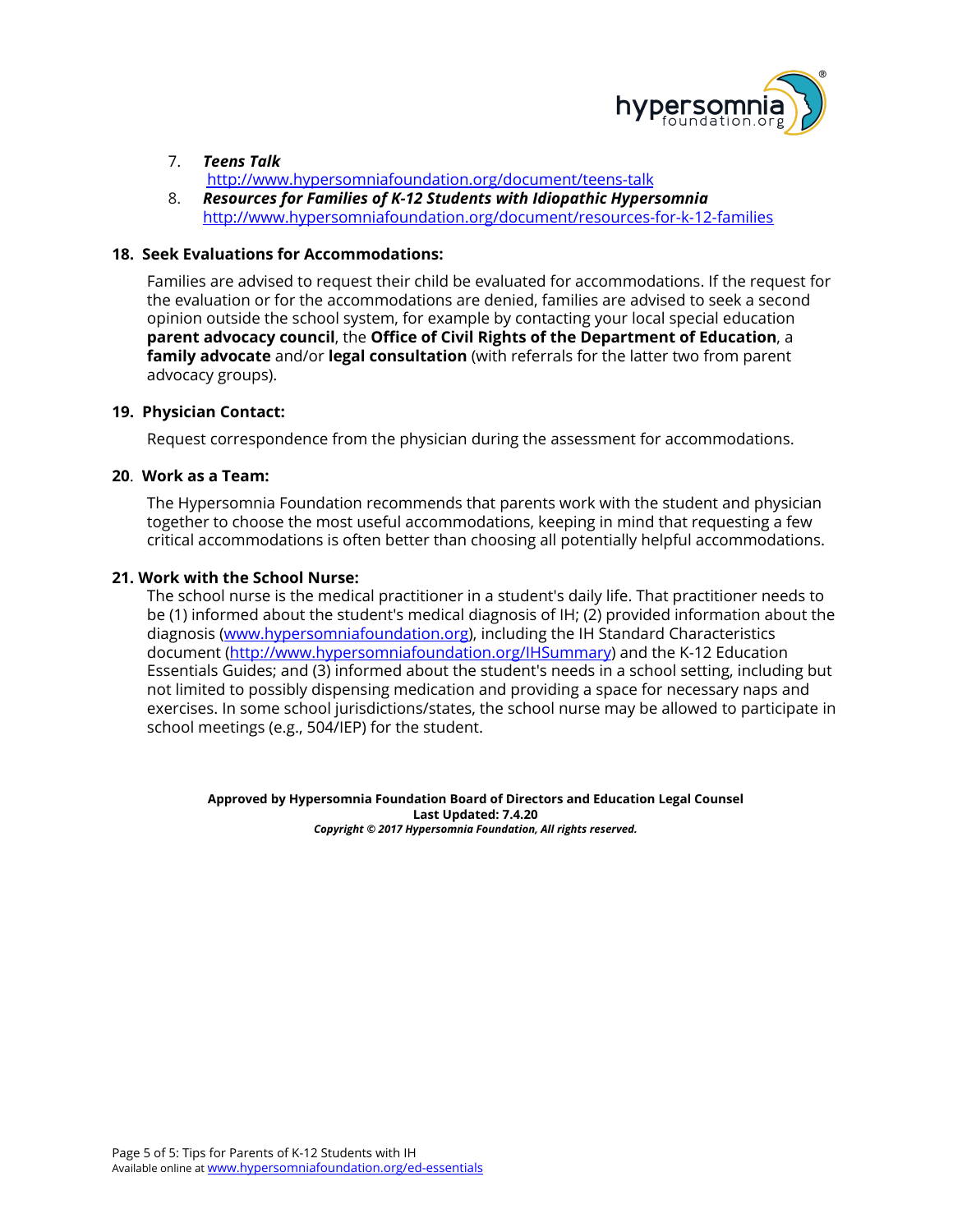7. ***Teens Talk***
   [http://www.hypersomniafoundation.org/document/teens-talk](http://www.hypersomniafoundation.org/document/teens-talk)
8. ***Resources for Families of K-12 Students with Idiopathic Hypersomnia***
   [http://www.hypersomniafoundation.org/document/resources-for-k-12-families](http://www.hypersomniafoundation.org/document/resources-for-k-12-families)

**18. Seek Evaluations for Accommodations:**

Families are advised to request their child be evaluated for accommodations. If the request for the evaluation or for the accommodations are denied, families are advised to seek a second opinion outside the school system, for example by contacting your local special education **parent advocacy council**, the **Office of Civil Rights of the Department of Education**, a **family advocate** and/or **legal consultation** (with referrals for the latter two from parent advocacy groups).

**19. Physician Contact:**

Request correspondence from the physician during the assessment for accommodations.

**20. Work as a Team:**

The Hypersomnia Foundation recommends that parents work with the student and physician together to choose the most useful accommodations, keeping in mind that requesting a few critical accommodations is often better than choosing all potentially helpful accommodations.

**21. Work with the School Nurse:**

The school nurse is the medical practitioner in a student's daily life. That practitioner needs to be (1) informed about the student's medical diagnosis of IH; (2) provided information about the diagnosis ([www.hypersomniafoundation.org](www.hypersomniafoundation.org)), including the IH Standard Characteristics document ([http://www.hypersomniafoundation.org/IHSummary](http://www.hypersomniafoundation.org/IHSummary)) and the K-12 Education Essentials Guides; and (3) informed about the student's needs in a school setting, including but not limited to possibly dispensing medication and providing a space for necessary naps and exercises. In some school jurisdictions/states, the school nurse may be allowed to participate in school meetings (e.g., 504/IEP) for the student.

**Approved by Hypersomnia Foundation Board of Directors and Education Legal Counsel**
**Last Updated: 7.4.20**
***Copyright © 2017 Hypersomnia Foundation, All rights reserved.***